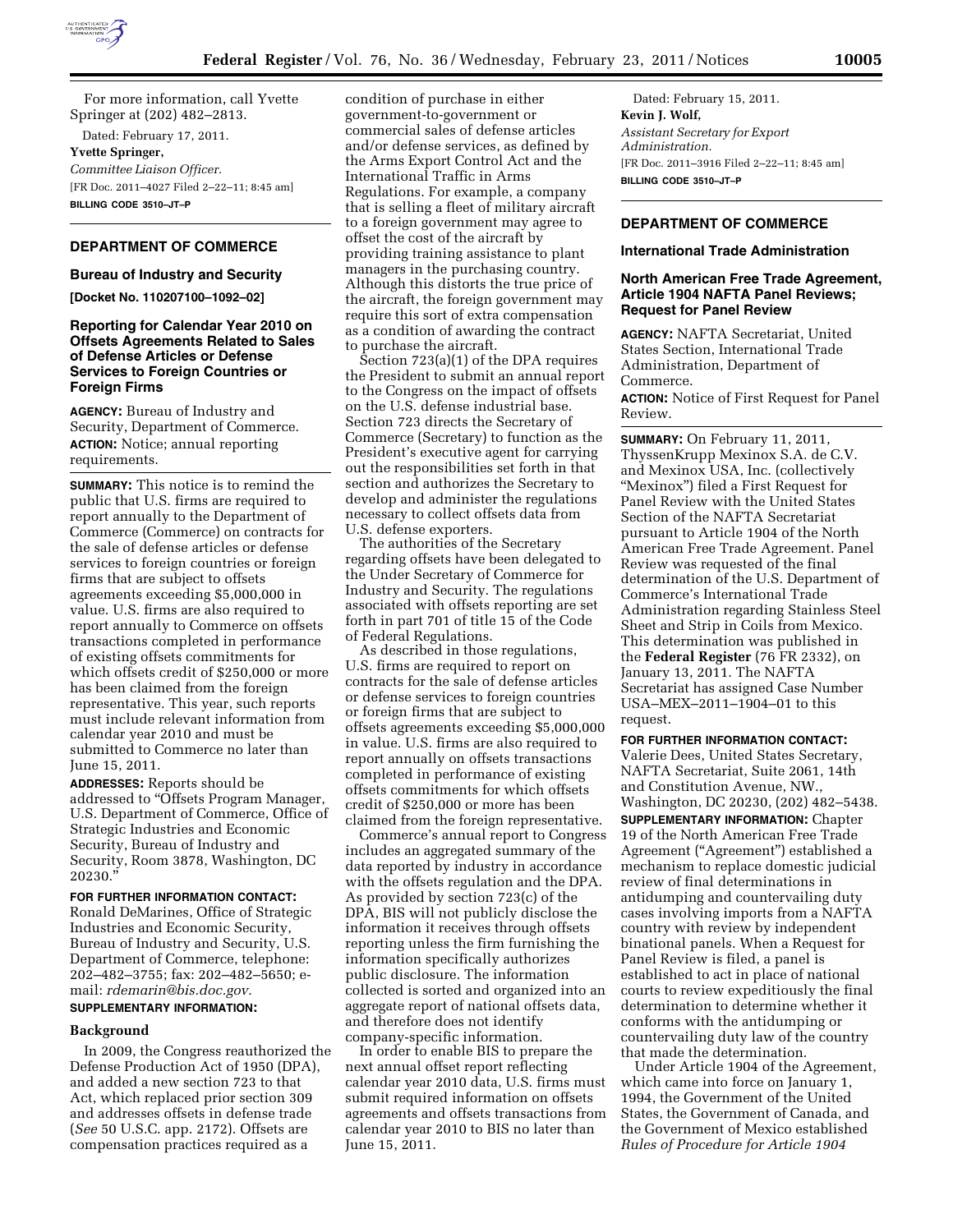For more information, call Yvette Springer at (202) 482–2813.

Dated: February 17, 2011.

**Yvette Springer,**

*Committee Liaison Officer.*

[FR Doc. 2011–4027 Filed 2–22–11; 8:45 am]

**BILLING CODE 3510–JT–P**

## DEPARTMENT OF COMMERCE

### Bureau of Industry and Security

**[Docket No. 110207100–1092–02]**

### Reporting for Calendar Year 2010 on Offsets Agreements Related to Sales of Defense Articles or Defense Services to Foreign Countries or Foreign Firms

**AGENCY:** Bureau of Industry and Security, Department of Commerce.

**ACTION:** Notice; annual reporting requirements.

**SUMMARY:** This notice is to remind the public that U.S. firms are required to report annually to the Department of Commerce (Commerce) on contracts for the sale of defense articles or defense services to foreign countries or foreign firms that are subject to offsets agreements exceeding $5,000,000 in value. U.S. firms are also required to report annually to Commerce on offsets transactions completed in performance of existing offsets commitments for which offsets credit of $250,000 or more has been claimed from the foreign representative. This year, such reports must include relevant information from calendar year 2010 and must be submitted to Commerce no later than June 15, 2011.

**ADDRESSES:** Reports should be addressed to "Offsets Program Manager, U.S. Department of Commerce, Office of Strategic Industries and Economic Security, Bureau of Industry and Security, Room 3878, Washington, DC 20230."

**FOR FURTHER INFORMATION CONTACT:** Ronald DeMarines, Office of Strategic Industries and Economic Security, Bureau of Industry and Security, U.S. Department of Commerce, telephone: 202–482–3755; fax: 202–482–5650; e-mail: *rdemarin@bis.doc.gov.*

**SUPPLEMENTARY INFORMATION:**

#### Background

In 2009, the Congress reauthorized the Defense Production Act of 1950 (DPA), and added a new section 723 to that Act, which replaced prior section 309 and addresses offsets in defense trade (*See* 50 U.S.C. app. 2172). Offsets are compensation practices required as a condition of purchase in either government-to-government or commercial sales of defense articles and/or defense services, as defined by the Arms Export Control Act and the International Traffic in Arms Regulations. For example, a company that is selling a fleet of military aircraft to a foreign government may agree to offset the cost of the aircraft by providing training assistance to plant managers in the purchasing country. Although this distorts the true price of the aircraft, the foreign government may require this sort of extra compensation as a condition of awarding the contract to purchase the aircraft.

Section 723(a)(1) of the DPA requires the President to submit an annual report to the Congress on the impact of offsets on the U.S. defense industrial base. Section 723 directs the Secretary of Commerce (Secretary) to function as the President's executive agent for carrying out the responsibilities set forth in that section and authorizes the Secretary to develop and administer the regulations necessary to collect offsets data from U.S. defense exporters.

The authorities of the Secretary regarding offsets have been delegated to the Under Secretary of Commerce for Industry and Security. The regulations associated with offsets reporting are set forth in part 701 of title 15 of the Code of Federal Regulations.

As described in those regulations, U.S. firms are required to report on contracts for the sale of defense articles or defense services to foreign countries or foreign firms that are subject to offsets agreements exceeding $5,000,000 in value. U.S. firms are also required to report annually on offsets transactions completed in performance of existing offsets commitments for which offsets credit of $250,000 or more has been claimed from the foreign representative.

Commerce's annual report to Congress includes an aggregated summary of the data reported by industry in accordance with the offsets regulation and the DPA. As provided by section 723(c) of the DPA, BIS will not publicly disclose the information it receives through offsets reporting unless the firm furnishing the information specifically authorizes public disclosure. The information collected is sorted and organized into an aggregate report of national offsets data, and therefore does not identify company-specific information.

In order to enable BIS to prepare the next annual offset report reflecting calendar year 2010 data, U.S. firms must submit required information on offsets agreements and offsets transactions from calendar year 2010 to BIS no later than June 15, 2011.

Dated: February 15, 2011.

**Kevin J. Wolf,**

*Assistant Secretary for Export Administration.*

[FR Doc. 2011–3916 Filed 2–22–11; 8:45 am]

**BILLING CODE 3510–JT–P**

## DEPARTMENT OF COMMERCE

### International Trade Administration

### North American Free Trade Agreement, Article 1904 NAFTA Panel Reviews; Request for Panel Review

**AGENCY:** NAFTA Secretariat, United States Section, International Trade Administration, Department of Commerce.

**ACTION:** Notice of First Request for Panel Review.

**SUMMARY:** On February 11, 2011, ThyssenKrupp Mexinox S.A. de C.V. and Mexinox USA, Inc. (collectively "Mexinox") filed a First Request for Panel Review with the United States Section of the NAFTA Secretariat pursuant to Article 1904 of the North American Free Trade Agreement. Panel Review was requested of the final determination of the U.S. Department of Commerce's International Trade Administration regarding Stainless Steel Sheet and Strip in Coils from Mexico. This determination was published in the **Federal Register** (76 FR 2332), on January 13, 2011. The NAFTA Secretariat has assigned Case Number USA–MEX–2011–1904–01 to this request.

**FOR FURTHER INFORMATION CONTACT:** Valerie Dees, United States Secretary, NAFTA Secretariat, Suite 2061, 14th and Constitution Avenue, NW., Washington, DC 20230, (202) 482–5438.

**SUPPLEMENTARY INFORMATION:** Chapter 19 of the North American Free Trade Agreement ("Agreement") established a mechanism to replace domestic judicial review of final determinations in antidumping and countervailing duty cases involving imports from a NAFTA country with review by independent binational panels. When a Request for Panel Review is filed, a panel is established to act in place of national courts to review expeditiously the final determination to determine whether it conforms with the antidumping or countervailing duty law of the country that made the determination.

Under Article 1904 of the Agreement, which came into force on January 1, 1994, the Government of the United States, the Government of Canada, and the Government of Mexico established *Rules of Procedure for Article 1904*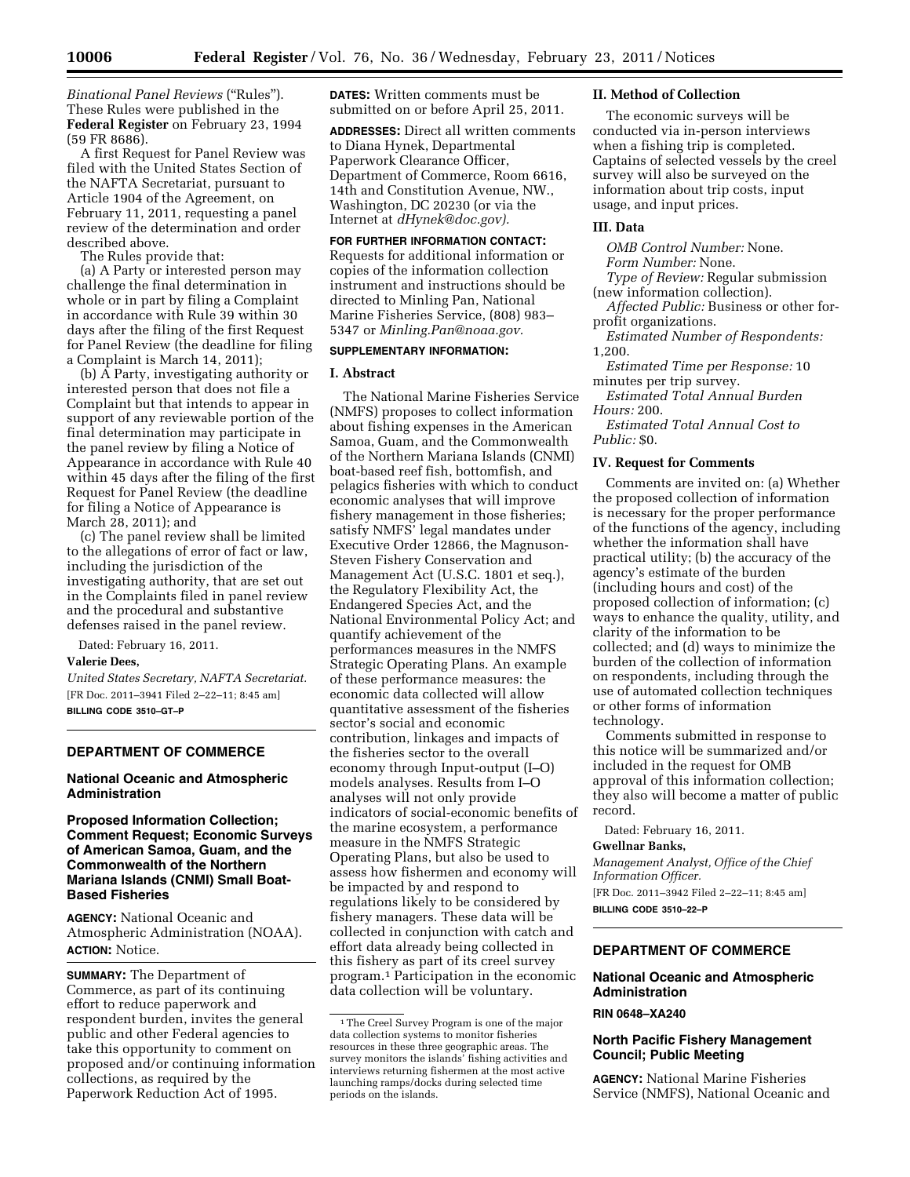*Binational Panel Reviews* ("Rules"). These Rules were published in the **Federal Register** on February 23, 1994 (59 FR 8686).

A first Request for Panel Review was filed with the United States Section of the NAFTA Secretariat, pursuant to Article 1904 of the Agreement, on February 11, 2011, requesting a panel review of the determination and order described above.

The Rules provide that:

(a) A Party or interested person may challenge the final determination in whole or in part by filing a Complaint in accordance with Rule 39 within 30 days after the filing of the first Request for Panel Review (the deadline for filing a Complaint is March 14, 2011);

(b) A Party, investigating authority or interested person that does not file a Complaint but that intends to appear in support of any reviewable portion of the final determination may participate in the panel review by filing a Notice of Appearance in accordance with Rule 40 within 45 days after the filing of the first Request for Panel Review (the deadline for filing a Notice of Appearance is March 28, 2011); and

(c) The panel review shall be limited to the allegations of error of fact or law, including the jurisdiction of the investigating authority, that are set out in the Complaints filed in panel review and the procedural and substantive defenses raised in the panel review.

Dated: February 16, 2011.

**Valerie Dees,**

*United States Secretary, NAFTA Secretariat.*

[FR Doc. 2011–3941 Filed 2–22–11; 8:45 am]

**BILLING CODE 3510–GT–P**

## DEPARTMENT OF COMMERCE

### National Oceanic and Atmospheric Administration

### Proposed Information Collection; Comment Request; Economic Surveys of American Samoa, Guam, and the Commonwealth of the Northern Mariana Islands (CNMI) Small Boat-Based Fisheries

**AGENCY:** National Oceanic and Atmospheric Administration (NOAA).

**ACTION:** Notice.

**SUMMARY:** The Department of Commerce, as part of its continuing effort to reduce paperwork and respondent burden, invites the general public and other Federal agencies to take this opportunity to comment on proposed and/or continuing information collections, as required by the Paperwork Reduction Act of 1995.

**DATES:** Written comments must be submitted on or before April 25, 2011.

**ADDRESSES:** Direct all written comments to Diana Hynek, Departmental Paperwork Clearance Officer, Department of Commerce, Room 6616, 14th and Constitution Avenue, NW., Washington, DC 20230 (or via the Internet at *dHynek@doc.gov).*

**FOR FURTHER INFORMATION CONTACT:** Requests for additional information or copies of the information collection instrument and instructions should be directed to Minling Pan, National Marine Fisheries Service, (808) 983–5347 or *Minling.Pan@noaa.gov.*

**SUPPLEMENTARY INFORMATION:**

#### I. Abstract

The National Marine Fisheries Service (NMFS) proposes to collect information about fishing expenses in the American Samoa, Guam, and the Commonwealth of the Northern Mariana Islands (CNMI) boat-based reef fish, bottomfish, and pelagics fisheries with which to conduct economic analyses that will improve fishery management in those fisheries; satisfy NMFS' legal mandates under Executive Order 12866, the Magnuson-Steven Fishery Conservation and Management Act (U.S.C. 1801 et seq.), the Regulatory Flexibility Act, the Endangered Species Act, and the National Environmental Policy Act; and quantify achievement of the performances measures in the NMFS Strategic Operating Plans. An example of these performance measures: the economic data collected will allow quantitative assessment of the fisheries sector's social and economic contribution, linkages and impacts of the fisheries sector to the overall economy through Input-output (I–O) models analyses. Results from I–O analyses will not only provide indicators of social-economic benefits of the marine ecosystem, a performance measure in the NMFS Strategic Operating Plans, but also be used to assess how fishermen and economy will be impacted by and respond to regulations likely to be considered by fishery managers. These data will be collected in conjunction with catch and effort data already being collected in this fishery as part of its creel survey program.[1] Participation in the economic data collection will be voluntary.

[1] The Creel Survey Program is one of the major data collection systems to monitor fisheries resources in these three geographic areas. The survey monitors the islands' fishing activities and interviews returning fishermen at the most active launching ramps/docks during selected time periods on the islands.

#### II. Method of Collection

The economic surveys will be conducted via in-person interviews when a fishing trip is completed. Captains of selected vessels by the creel survey will also be surveyed on the information about trip costs, input usage, and input prices.

#### III. Data

*OMB Control Number:* None.

*Form Number:* None.

*Type of Review:* Regular submission (new information collection).

*Affected Public:* Business or other for-profit organizations.

*Estimated Number of Respondents:* 1,200.

*Estimated Time per Response:* 10 minutes per trip survey.

*Estimated Total Annual Burden Hours:* 200.

*Estimated Total Annual Cost to Public:* $0.

#### IV. Request for Comments

Comments are invited on: (a) Whether the proposed collection of information is necessary for the proper performance of the functions of the agency, including whether the information shall have practical utility; (b) the accuracy of the agency's estimate of the burden (including hours and cost) of the proposed collection of information; (c) ways to enhance the quality, utility, and clarity of the information to be collected; and (d) ways to minimize the burden of the collection of information on respondents, including through the use of automated collection techniques or other forms of information technology.

Comments submitted in response to this notice will be summarized and/or included in the request for OMB approval of this information collection; they also will become a matter of public record.

Dated: February 16, 2011.

**Gwellnar Banks,**

*Management Analyst, Office of the Chief Information Officer.*

[FR Doc. 2011–3942 Filed 2–22–11; 8:45 am]

**BILLING CODE 3510–22–P**

## DEPARTMENT OF COMMERCE

### National Oceanic and Atmospheric Administration

**RIN 0648–XA240**

### North Pacific Fishery Management Council; Public Meeting

**AGENCY:** National Marine Fisheries Service (NMFS), National Oceanic and